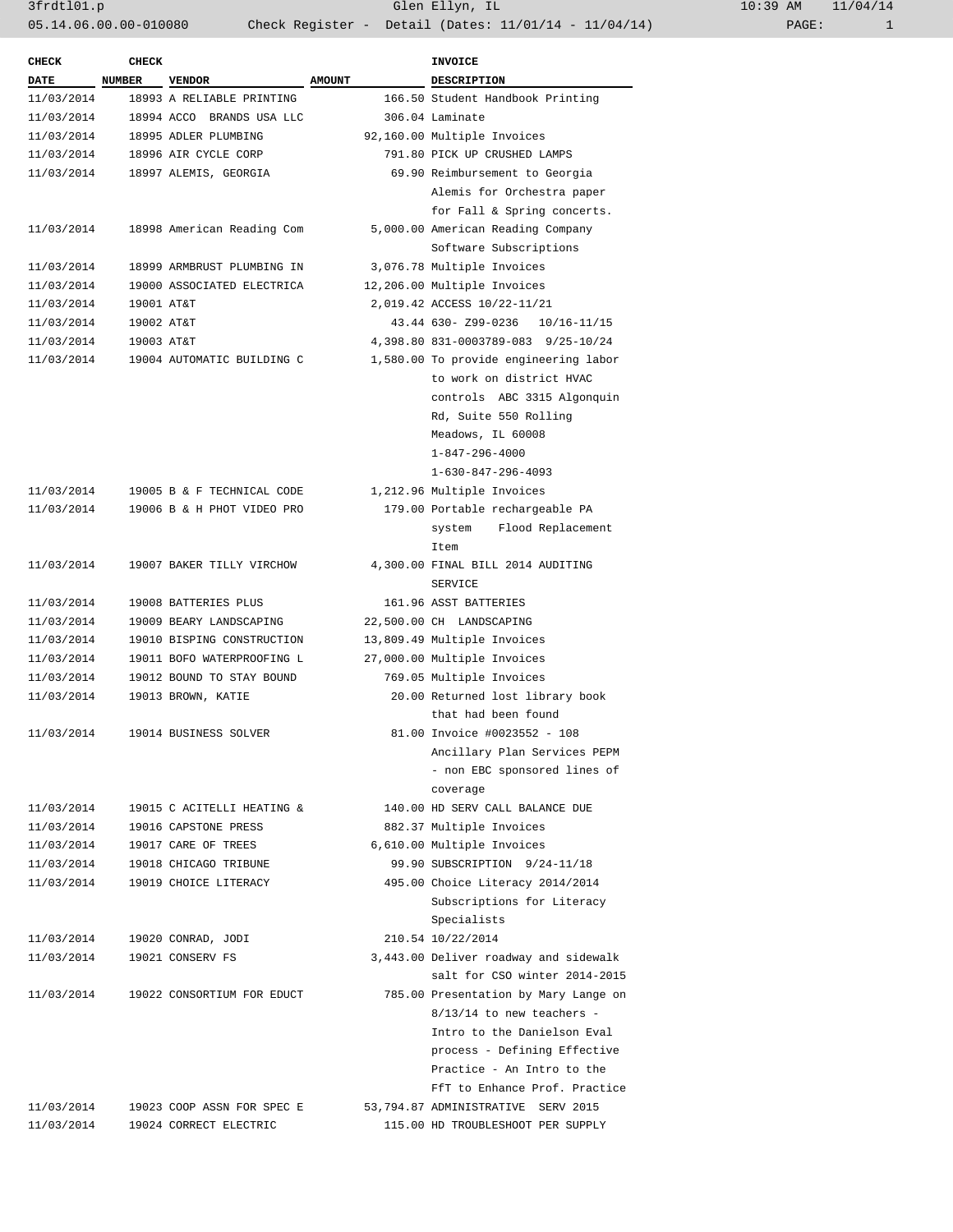| CHECK DATE | CHECK NUMBER | VENDOR | AMOUNT | INVOICE DESCRIPTION |
|---|---|---|---|---|
| 11/03/2014 | 18993 | A RELIABLE PRINTING | 166.50 | Student Handbook Printing |
| 11/03/2014 | 18994 | ACCO BRANDS USA LLC | 306.04 | Laminate |
| 11/03/2014 | 18995 | ADLER PLUMBING | 92,160.00 | Multiple Invoices |
| 11/03/2014 | 18996 | AIR CYCLE CORP | 791.80 | PICK UP CRUSHED LAMPS |
| 11/03/2014 | 18997 | ALEMIS, GEORGIA | 69.90 | Reimbursement to Georgia Alemis for Orchestra paper for Fall & Spring concerts. |
| 11/03/2014 | 18998 | American Reading Com | 5,000.00 | American Reading Company Software Subscriptions |
| 11/03/2014 | 18999 | ARMBRUST PLUMBING IN | 3,076.78 | Multiple Invoices |
| 11/03/2014 | 19000 | ASSOCIATED ELECTRICA | 12,206.00 | Multiple Invoices |
| 11/03/2014 | 19001 | AT&T | 2,019.42 | ACCESS 10/22-11/21 |
| 11/03/2014 | 19002 | AT&T | 43.44 | 630- Z99-0236 10/16-11/15 |
| 11/03/2014 | 19003 | AT&T | 4,398.80 | 831-0003789-083 9/25-10/24 |
| 11/03/2014 | 19004 | AUTOMATIC BUILDING C | 1,580.00 | To provide engineering labor to work on district HVAC controls ABC 3315 Algonquin Rd, Suite 550 Rolling Meadows, IL 60008 1-847-296-4000 1-630-847-296-4093 |
| 11/03/2014 | 19005 | B & F TECHNICAL CODE | 1,212.96 | Multiple Invoices |
| 11/03/2014 | 19006 | B & H PHOT VIDEO PRO | 179.00 | Portable rechargeable PA system Flood Replacement Item |
| 11/03/2014 | 19007 | BAKER TILLY VIRCHOW | 4,300.00 | FINAL BILL 2014 AUDITING SERVICE |
| 11/03/2014 | 19008 | BATTERIES PLUS | 161.96 | ASST BATTERIES |
| 11/03/2014 | 19009 | BEARY LANDSCAPING | 22,500.00 | CH LANDSCAPING |
| 11/03/2014 | 19010 | BISPING CONSTRUCTION | 13,809.49 | Multiple Invoices |
| 11/03/2014 | 19011 | BOFO WATERPROOFING L | 27,000.00 | Multiple Invoices |
| 11/03/2014 | 19012 | BOUND TO STAY BOUND | 769.05 | Multiple Invoices |
| 11/03/2014 | 19013 | BROWN, KATIE | 20.00 | Returned lost library book that had been found |
| 11/03/2014 | 19014 | BUSINESS SOLVER | 81.00 | Invoice #0023552 - 108 Ancillary Plan Services PEPM - non EBC sponsored lines of coverage |
| 11/03/2014 | 19015 | C ACITELLI HEATING & | 140.00 | HD SERV CALL BALANCE DUE |
| 11/03/2014 | 19016 | CAPSTONE PRESS | 882.37 | Multiple Invoices |
| 11/03/2014 | 19017 | CARE OF TREES | 6,610.00 | Multiple Invoices |
| 11/03/2014 | 19018 | CHICAGO TRIBUNE | 99.90 | SUBSCRIPTION 9/24-11/18 |
| 11/03/2014 | 19019 | CHOICE LITERACY | 495.00 | Choice Literacy 2014/2014 Subscriptions for Literacy Specialists |
| 11/03/2014 | 19020 | CONRAD, JODI | 210.54 | 10/22/2014 |
| 11/03/2014 | 19021 | CONSERV FS | 3,443.00 | Deliver roadway and sidewalk salt for CSO winter 2014-2015 |
| 11/03/2014 | 19022 | CONSORTIUM FOR EDUCT | 785.00 | Presentation by Mary Lange on 8/13/14 to new teachers - Intro to the Danielson Eval process - Defining Effective Practice - An Intro to the FfT to Enhance Prof. Practice |
| 11/03/2014 | 19023 | COOP ASSN FOR SPEC E | 53,794.87 | ADMINISTRATIVE SERV 2015 |
| 11/03/2014 | 19024 | CORRECT ELECTRIC | 115.00 | HD TROUBLESHOOT PER SUPPLY |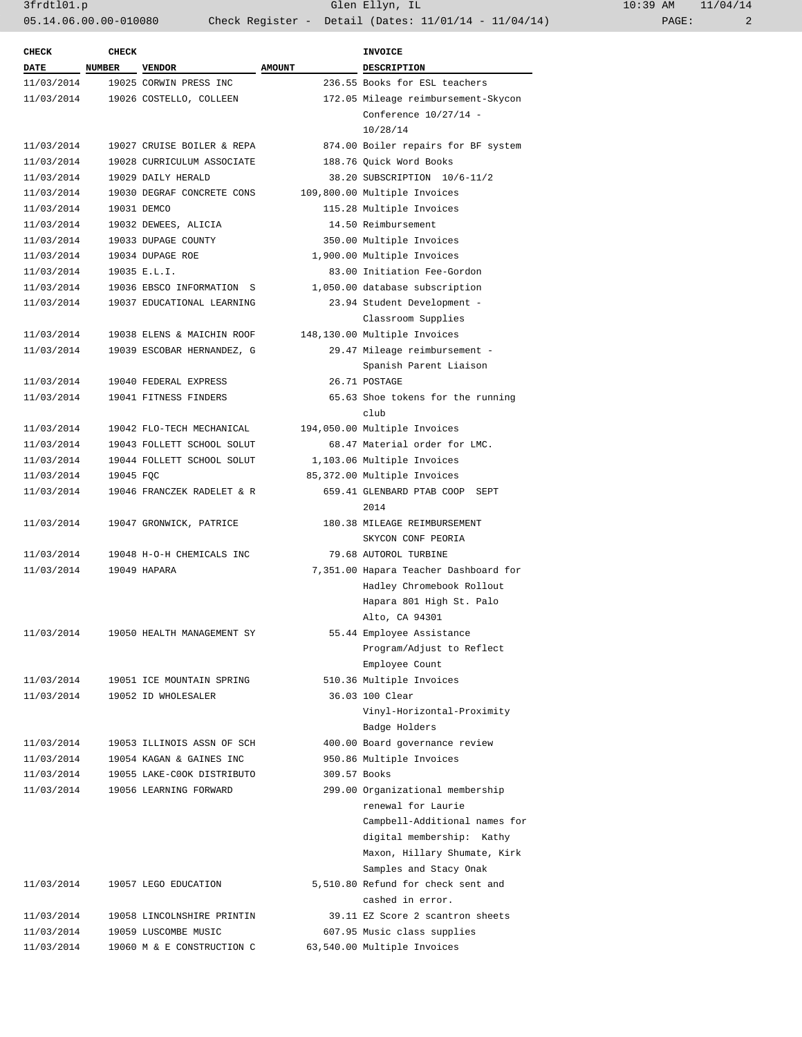| CHECK DATE | CHECK NUMBER | VENDOR | AMOUNT | INVOICE DESCRIPTION |
|---|---|---|---|---|
| 11/03/2014 | 19025 | CORWIN PRESS INC | 236.55 | Books for ESL teachers |
| 11/03/2014 | 19026 | COSTELLO, COLLEEN | 172.05 | Mileage reimbursement-Skycon Conference 10/27/14 - 10/28/14 |
| 11/03/2014 | 19027 | CRUISE BOILER & REPA | 874.00 | Boiler repairs for BF system |
| 11/03/2014 | 19028 | CURRICULUM ASSOCIATE | 188.76 | Quick Word Books |
| 11/03/2014 | 19029 | DAILY HERALD | 38.20 | SUBSCRIPTION 10/6-11/2 |
| 11/03/2014 | 19030 | DEGRAF CONCRETE CONS | 109,800.00 | Multiple Invoices |
| 11/03/2014 | 19031 | DEMCO | 115.28 | Multiple Invoices |
| 11/03/2014 | 19032 | DEWEES, ALICIA | 14.50 | Reimbursement |
| 11/03/2014 | 19033 | DUPAGE COUNTY | 350.00 | Multiple Invoices |
| 11/03/2014 | 19034 | DUPAGE ROE | 1,900.00 | Multiple Invoices |
| 11/03/2014 | 19035 | E.L.I. | 83.00 | Initiation Fee-Gordon |
| 11/03/2014 | 19036 | EBSCO INFORMATION S | 1,050.00 | database subscription |
| 11/03/2014 | 19037 | EDUCATIONAL LEARNING | 23.94 | Student Development - Classroom Supplies |
| 11/03/2014 | 19038 | ELENS & MAICHIN ROOF | 148,130.00 | Multiple Invoices |
| 11/03/2014 | 19039 | ESCOBAR HERNANDEZ, G | 29.47 | Mileage reimbursement - Spanish Parent Liaison |
| 11/03/2014 | 19040 | FEDERAL EXPRESS | 26.71 | POSTAGE |
| 11/03/2014 | 19041 | FITNESS FINDERS | 65.63 | Shoe tokens for the running club |
| 11/03/2014 | 19042 | FLO-TECH MECHANICAL | 194,050.00 | Multiple Invoices |
| 11/03/2014 | 19043 | FOLLETT SCHOOL SOLUT | 68.47 | Material order for LMC. |
| 11/03/2014 | 19044 | FOLLETT SCHOOL SOLUT | 1,103.06 | Multiple Invoices |
| 11/03/2014 | 19045 | FQC | 85,372.00 | Multiple Invoices |
| 11/03/2014 | 19046 | FRANCZEK RADELET & R | 659.41 | GLENBARD PTAB COOP SEPT 2014 |
| 11/03/2014 | 19047 | GRONWICK, PATRICE | 180.38 | MILEAGE REIMBURSEMENT SKYCON CONF PEORIA |
| 11/03/2014 | 19048 | H-O-H CHEMICALS INC | 79.68 | AUTOROL TURBINE |
| 11/03/2014 | 19049 | HAPARA | 7,351.00 | Hapara Teacher Dashboard for Hadley Chromebook Rollout Hapara 801 High St. Palo Alto, CA 94301 |
| 11/03/2014 | 19050 | HEALTH MANAGEMENT SY | 55.44 | Employee Assistance Program/Adjust to Reflect Employee Count |
| 11/03/2014 | 19051 | ICE MOUNTAIN SPRING | 510.36 | Multiple Invoices |
| 11/03/2014 | 19052 | ID WHOLESALER | 36.03 | 100 Clear Vinyl-Horizontal-Proximity Badge Holders |
| 11/03/2014 | 19053 | ILLINOIS ASSN OF SCH | 400.00 | Board governance review |
| 11/03/2014 | 19054 | KAGAN & GAINES INC | 950.86 | Multiple Invoices |
| 11/03/2014 | 19055 | LAKE-COOK DISTRIBUTO | 309.57 | Books |
| 11/03/2014 | 19056 | LEARNING FORWARD | 299.00 | Organizational membership renewal for Laurie Campbell-Additional names for digital membership: Kathy Maxon, Hillary Shumate, Kirk Samples and Stacy Onak |
| 11/03/2014 | 19057 | LEGO EDUCATION | 5,510.80 | Refund for check sent and cashed in error. |
| 11/03/2014 | 19058 | LINCOLNSHIRE PRINTIN | 39.11 | EZ Score 2 scantron sheets |
| 11/03/2014 | 19059 | LUSCOMBE MUSIC | 607.95 | Music class supplies |
| 11/03/2014 | 19060 | M & E CONSTRUCTION C | 63,540.00 | Multiple Invoices |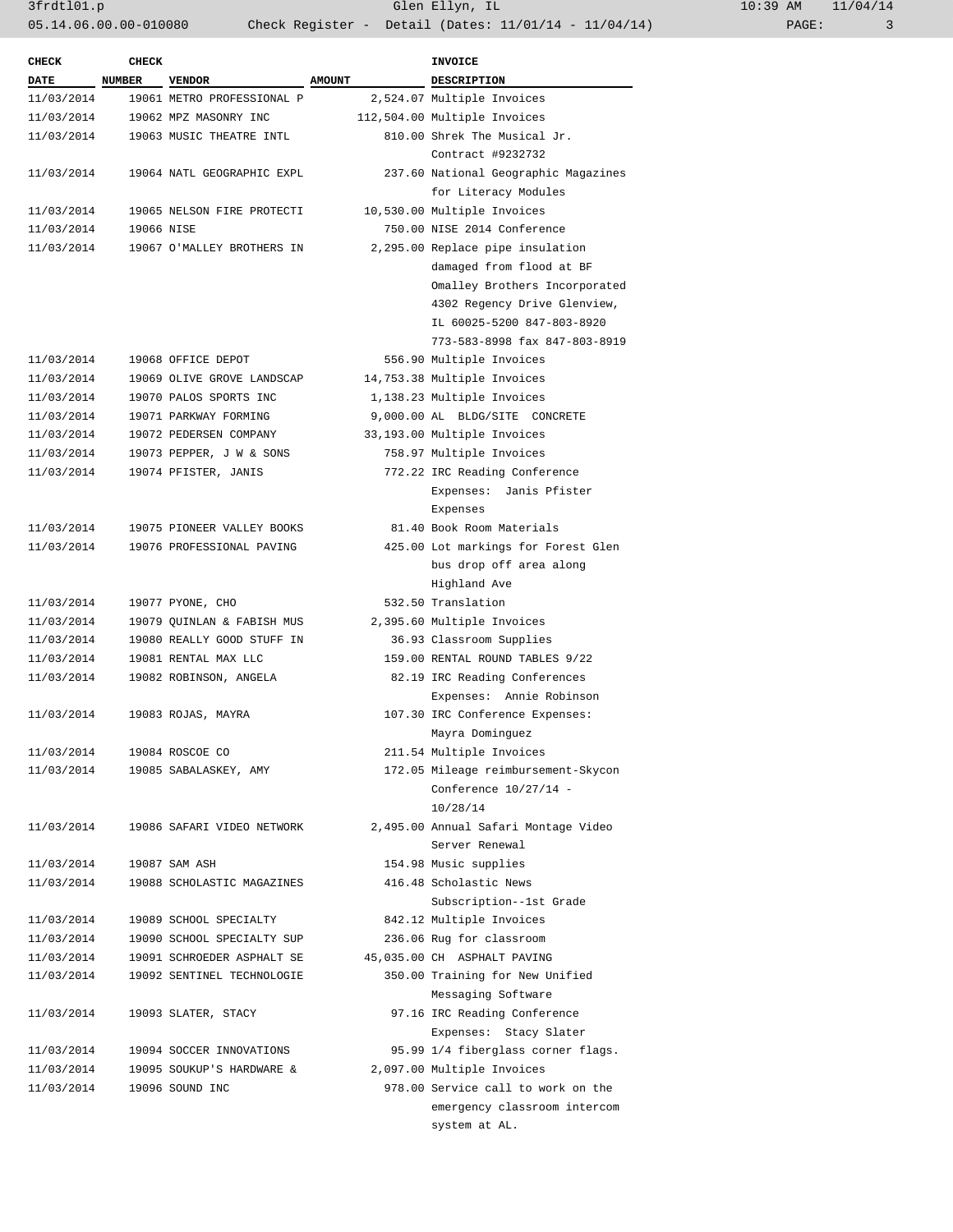| CHECK DATE | CHECK NUMBER | VENDOR | AMOUNT | INVOICE DESCRIPTION |
|---|---|---|---|---|
| 11/03/2014 | 19061 | METRO PROFESSIONAL P | 2,524.07 | Multiple Invoices |
| 11/03/2014 | 19062 | MPZ MASONRY INC | 112,504.00 | Multiple Invoices |
| 11/03/2014 | 19063 | MUSIC THEATRE INTL | 810.00 | Shrek The Musical Jr. Contract #9232732 |
| 11/03/2014 | 19064 | NATL GEOGRAPHIC EXPL | 237.60 | National Geographic Magazines for Literacy Modules |
| 11/03/2014 | 19065 | NELSON FIRE PROTECTI | 10,530.00 | Multiple Invoices |
| 11/03/2014 | 19066 | NISE | 750.00 | NISE 2014 Conference |
| 11/03/2014 | 19067 | O'MALLEY BROTHERS IN | 2,295.00 | Replace pipe insulation damaged from flood at BF Omalley Brothers Incorporated 4302 Regency Drive Glenview, IL 60025-5200 847-803-8920 773-583-8998 fax 847-803-8919 |
| 11/03/2014 | 19068 | OFFICE DEPOT | 556.90 | Multiple Invoices |
| 11/03/2014 | 19069 | OLIVE GROVE LANDSCAP | 14,753.38 | Multiple Invoices |
| 11/03/2014 | 19070 | PALOS SPORTS INC | 1,138.23 | Multiple Invoices |
| 11/03/2014 | 19071 | PARKWAY FORMING | 9,000.00 | AL BLDG/SITE CONCRETE |
| 11/03/2014 | 19072 | PEDERSEN COMPANY | 33,193.00 | Multiple Invoices |
| 11/03/2014 | 19073 | PEPPER, J W & SONS | 758.97 | Multiple Invoices |
| 11/03/2014 | 19074 | PFISTER, JANIS | 772.22 | IRC Reading Conference Expenses: Janis Pfister Expenses |
| 11/03/2014 | 19075 | PIONEER VALLEY BOOKS | 81.40 | Book Room Materials |
| 11/03/2014 | 19076 | PROFESSIONAL PAVING | 425.00 | Lot markings for Forest Glen bus drop off area along Highland Ave |
| 11/03/2014 | 19077 | PYONE, CHO | 532.50 | Translation |
| 11/03/2014 | 19079 | QUINLAN & FABISH MUS | 2,395.60 | Multiple Invoices |
| 11/03/2014 | 19080 | REALLY GOOD STUFF IN | 36.93 | Classroom Supplies |
| 11/03/2014 | 19081 | RENTAL MAX LLC | 159.00 | RENTAL ROUND TABLES 9/22 |
| 11/03/2014 | 19082 | ROBINSON, ANGELA | 82.19 | IRC Reading Conferences Expenses: Annie Robinson |
| 11/03/2014 | 19083 | ROJAS, MAYRA | 107.30 | IRC Conference Expenses: Mayra Dominguez |
| 11/03/2014 | 19084 | ROSCOE CO | 211.54 | Multiple Invoices |
| 11/03/2014 | 19085 | SABALASKEY, AMY | 172.05 | Mileage reimbursement-Skycon Conference 10/27/14 - 10/28/14 |
| 11/03/2014 | 19086 | SAFARI VIDEO NETWORK | 2,495.00 | Annual Safari Montage Video Server Renewal |
| 11/03/2014 | 19087 | SAM ASH | 154.98 | Music supplies |
| 11/03/2014 | 19088 | SCHOLASTIC MAGAZINES | 416.48 | Scholastic News Subscription--1st Grade |
| 11/03/2014 | 19089 | SCHOOL SPECIALTY | 842.12 | Multiple Invoices |
| 11/03/2014 | 19090 | SCHOOL SPECIALTY SUP | 236.06 | Rug for classroom |
| 11/03/2014 | 19091 | SCHROEDER ASPHALT SE | 45,035.00 | CH ASPHALT PAVING |
| 11/03/2014 | 19092 | SENTINEL TECHNOLOGIE | 350.00 | Training for New Unified Messaging Software |
| 11/03/2014 | 19093 | SLATER, STACY | 97.16 | IRC Reading Conference Expenses: Stacy Slater |
| 11/03/2014 | 19094 | SOCCER INNOVATIONS | 95.99 | 1/4 fiberglass corner flags. |
| 11/03/2014 | 19095 | SOUKUP'S HARDWARE & | 2,097.00 | Multiple Invoices |
| 11/03/2014 | 19096 | SOUND INC | 978.00 | Service call to work on the emergency classroom intercom system at AL. |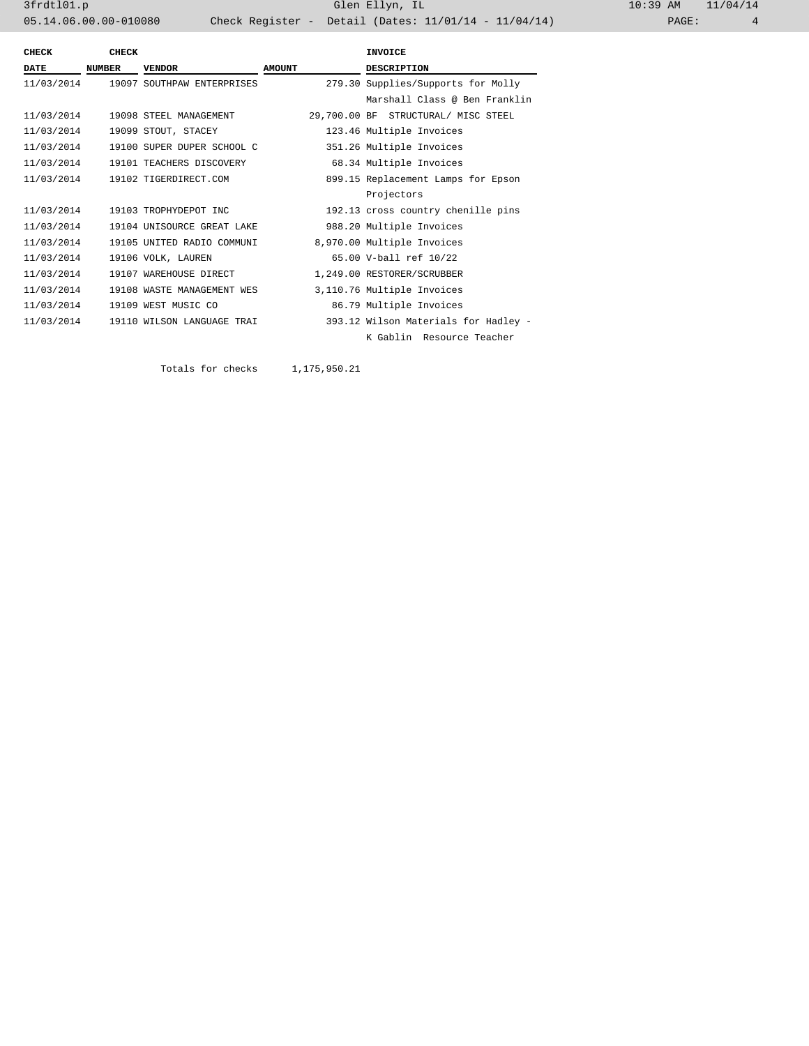| CHECK DATE | CHECK NUMBER | VENDOR | AMOUNT | INVOICE DESCRIPTION |
|---|---|---|---|---|
| 11/03/2014 | 19097 | SOUTHPAW ENTERPRISES | 279.30 | Supplies/Supports for Molly Marshall Class @ Ben Franklin |
| 11/03/2014 | 19098 | STEEL MANAGEMENT | 29,700.00 | BF STRUCTURAL/ MISC STEEL |
| 11/03/2014 | 19099 | STOUT, STACEY | 123.46 | Multiple Invoices |
| 11/03/2014 | 19100 | SUPER DUPER SCHOOL C | 351.26 | Multiple Invoices |
| 11/03/2014 | 19101 | TEACHERS DISCOVERY | 68.34 | Multiple Invoices |
| 11/03/2014 | 19102 | TIGERDIRECT.COM | 899.15 | Replacement Lamps for Epson Projectors |
| 11/03/2014 | 19103 | TROPHYDEPOT INC | 192.13 | cross country chenille pins |
| 11/03/2014 | 19104 | UNISOURCE GREAT LAKE | 988.20 | Multiple Invoices |
| 11/03/2014 | 19105 | UNITED RADIO COMMUNI | 8,970.00 | Multiple Invoices |
| 11/03/2014 | 19106 | VOLK, LAUREN | 65.00 | V-ball ref 10/22 |
| 11/03/2014 | 19107 | WAREHOUSE DIRECT | 1,249.00 | RESTORER/SCRUBBER |
| 11/03/2014 | 19108 | WASTE MANAGEMENT WES | 3,110.76 | Multiple Invoices |
| 11/03/2014 | 19109 | WEST MUSIC CO | 86.79 | Multiple Invoices |
| 11/03/2014 | 19110 | WILSON LANGUAGE TRAI | 393.12 | Wilson Materials for Hadley - K Gablin Resource Teacher |

Totals for checks 1,175,950.21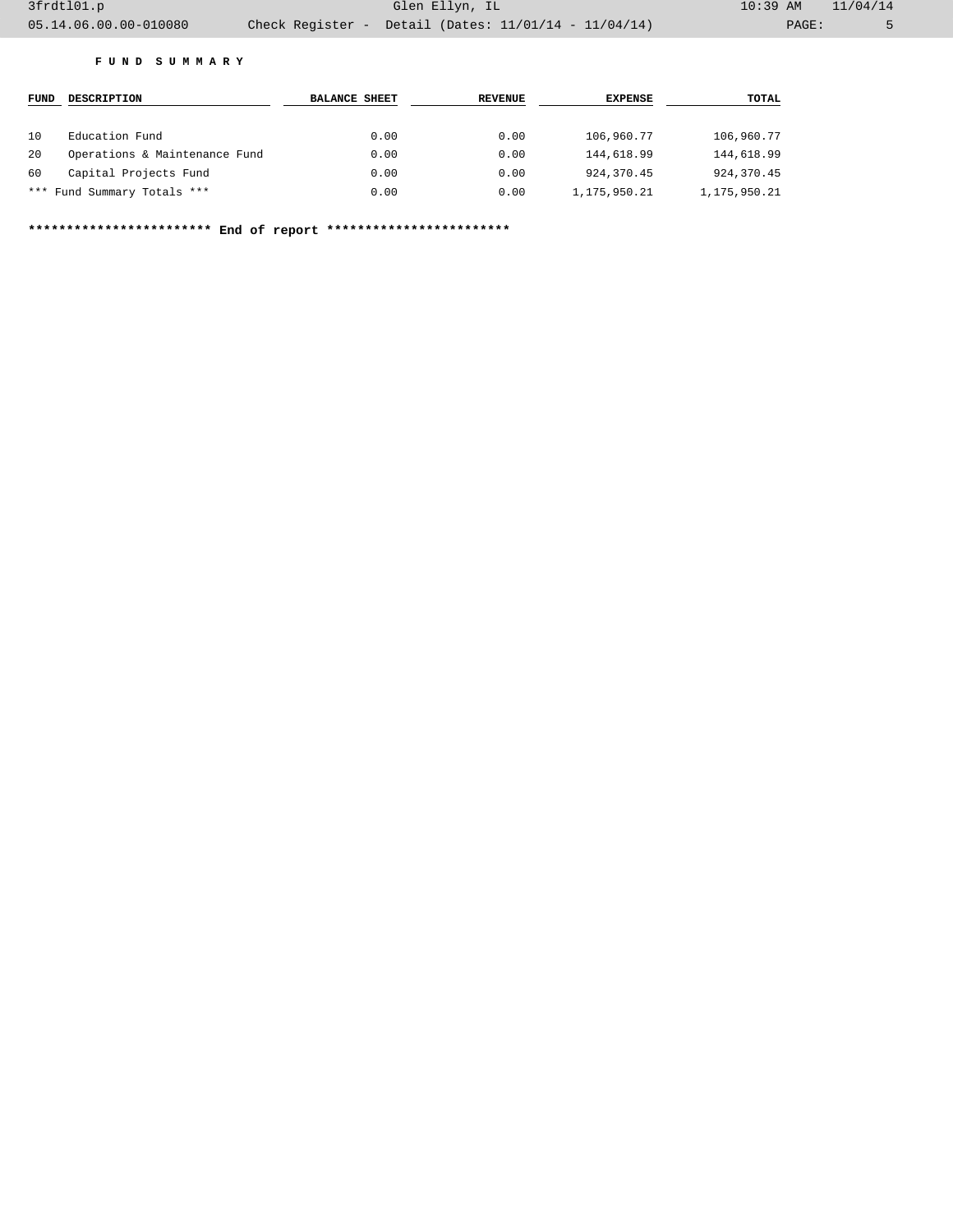**F U N D   S U M M A R Y**

| FUND | DESCRIPTION | BALANCE SHEET | REVENUE | EXPENSE | TOTAL |
|---|---|---|---|---|---|
| 10 | Education Fund | 0.00 | 0.00 | 106,960.77 | 106,960.77 |
| 20 | Operations & Maintenance Fund | 0.00 | 0.00 | 144,618.99 | 144,618.99 |
| 60 | Capital Projects Fund | 0.00 | 0.00 | 924,370.45 | 924,370.45 |
| *** Fund Summary Totals *** | | 0.00 | 0.00 | 1,175,950.21 | 1,175,950.21 |

************************ **End of report** ************************